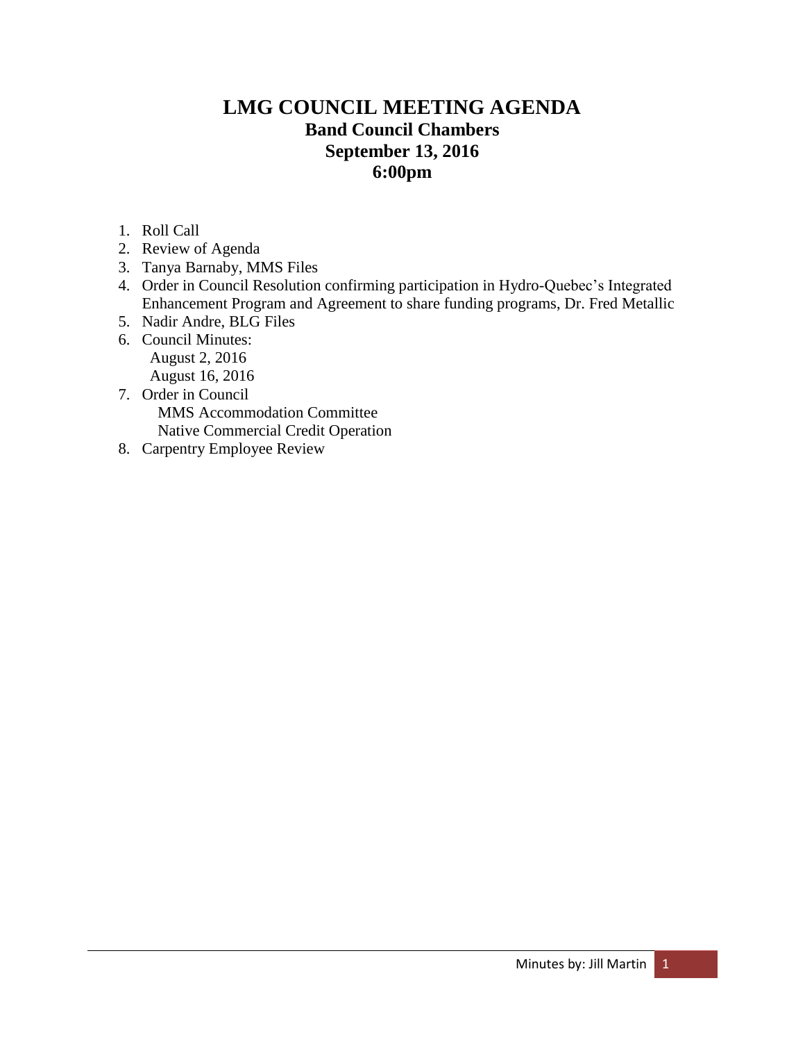# LMG COUNCIL MEETING AGENDA

## Band Council Chambers
## September 13, 2016
## 6:00pm

1. Roll Call
2. Review of Agenda
3. Tanya Barnaby, MMS Files
4. Order in Council Resolution confirming participation in Hydro-Quebec's Integrated Enhancement Program and Agreement to share funding programs, Dr. Fred Metallic
5. Nadir Andre, BLG Files
6. Council Minutes:
   - August 2, 2016
   - August 16, 2016
7. Order in Council
   - MMS Accommodation Committee
   - Native Commercial Credit Operation
8. Carpentry Employee Review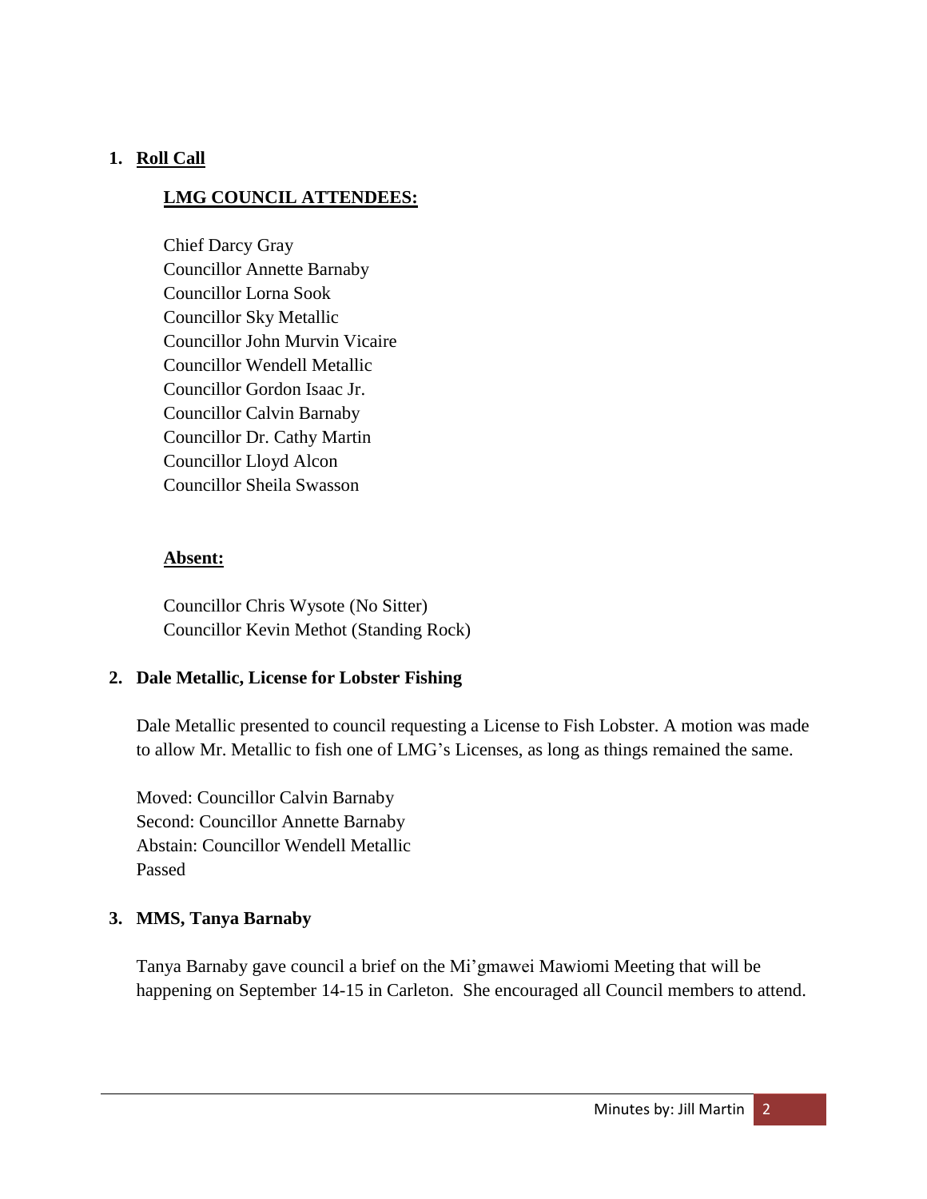1. **Roll Call**

   **LMG COUNCIL ATTENDEES:**

   Chief Darcy Gray
   Councillor Annette Barnaby
   Councillor Lorna Sook
   Councillor Sky Metallic
   Councillor John Murvin Vicaire
   Councillor Wendell Metallic
   Councillor Gordon Isaac Jr.
   Councillor Calvin Barnaby
   Councillor Dr. Cathy Martin
   Councillor Lloyd Alcon
   Councillor Sheila Swasson

   **Absent:**

   Councillor Chris Wysote (No Sitter)
   Councillor Kevin Methot (Standing Rock)

2. **Dale Metallic, License for Lobster Fishing**

   Dale Metallic presented to council requesting a License to Fish Lobster. A motion was made to allow Mr. Metallic to fish one of LMG's Licenses, as long as things remained the same.

   Moved: Councillor Calvin Barnaby
   Second: Councillor Annette Barnaby
   Abstain: Councillor Wendell Metallic
   Passed

3. **MMS, Tanya Barnaby**

   Tanya Barnaby gave council a brief on the Mi'gmawei Mawiomi Meeting that will be happening on September 14-15 in Carleton. She encouraged all Council members to attend.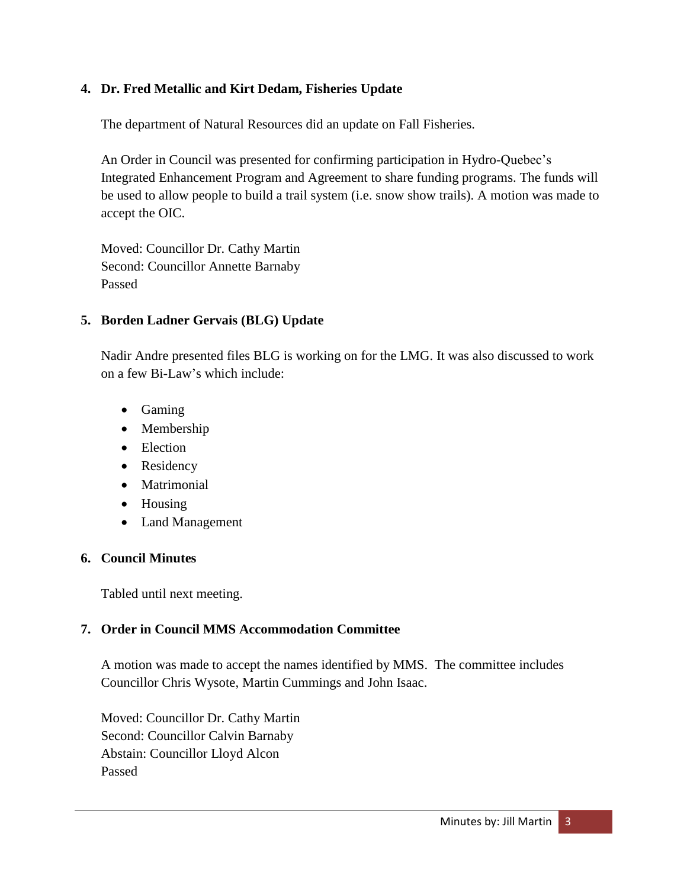4. **Dr. Fred Metallic and Kirt Dedam, Fisheries Update**

   The department of Natural Resources did an update on Fall Fisheries.

   An Order in Council was presented for confirming participation in Hydro-Quebec's Integrated Enhancement Program and Agreement to share funding programs. The funds will be used to allow people to build a trail system (i.e. snow show trails). A motion was made to accept the OIC.

   Moved: Councillor Dr. Cathy Martin
   Second: Councillor Annette Barnaby
   Passed

5. **Borden Ladner Gervais (BLG) Update**

   Nadir Andre presented files BLG is working on for the LMG. It was also discussed to work on a few Bi-Law's which include:

   - Gaming
   - Membership
   - Election
   - Residency
   - Matrimonial
   - Housing
   - Land Management

6. **Council Minutes**

   Tabled until next meeting.

7. **Order in Council MMS Accommodation Committee**

   A motion was made to accept the names identified by MMS. The committee includes Councillor Chris Wysote, Martin Cummings and John Isaac.

   Moved: Councillor Dr. Cathy Martin
   Second: Councillor Calvin Barnaby
   Abstain: Councillor Lloyd Alcon
   Passed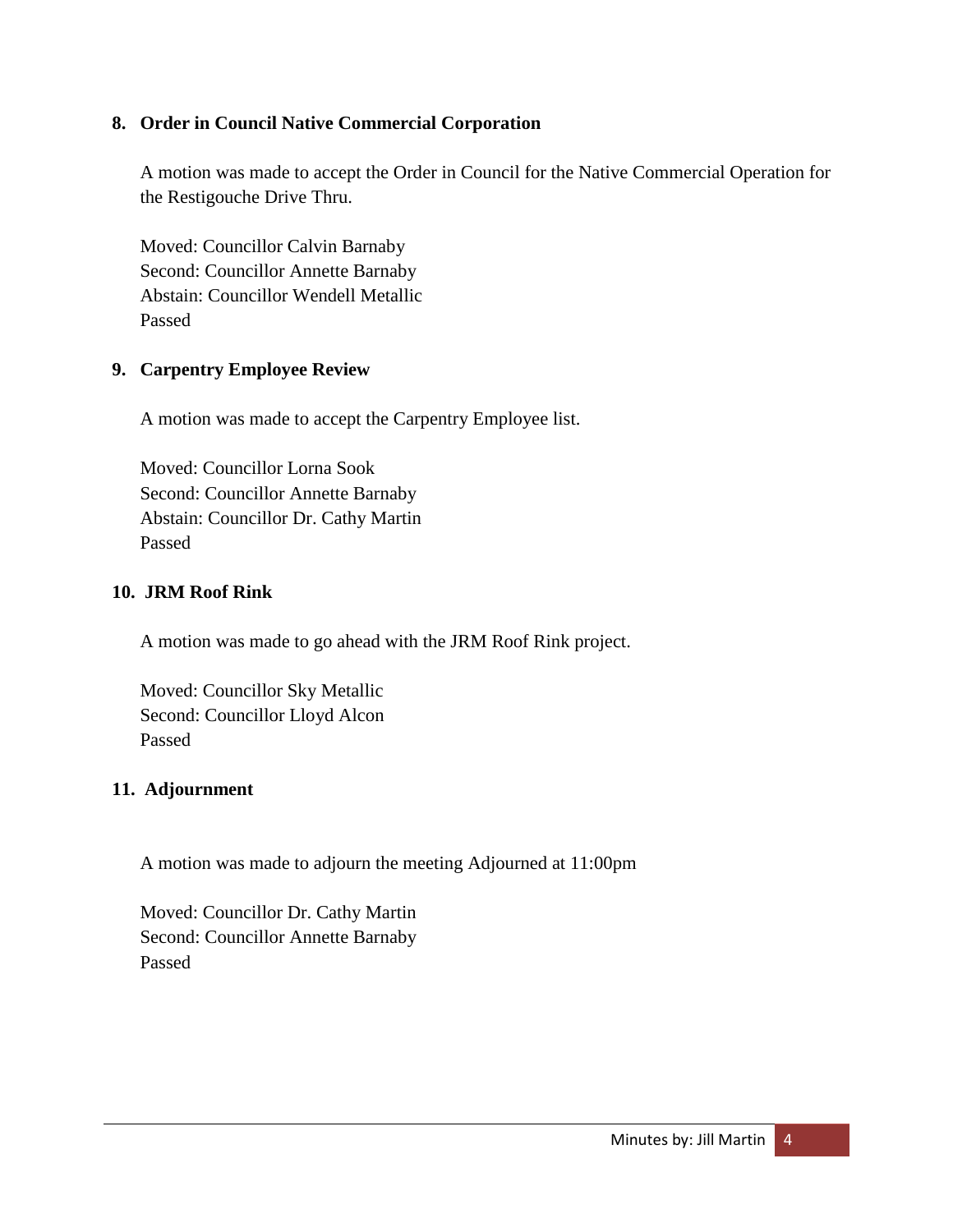**8. Order in Council Native Commercial Corporation**

A motion was made to accept the Order in Council for the Native Commercial Operation for the Restigouche Drive Thru.

Moved: Councillor Calvin Barnaby
Second: Councillor Annette Barnaby
Abstain: Councillor Wendell Metallic
Passed

**9. Carpentry Employee Review**

A motion was made to accept the Carpentry Employee list.

Moved: Councillor Lorna Sook
Second: Councillor Annette Barnaby
Abstain: Councillor Dr. Cathy Martin
Passed

**10. JRM Roof Rink**

A motion was made to go ahead with the JRM Roof Rink project.

Moved: Councillor Sky Metallic
Second: Councillor Lloyd Alcon
Passed

**11. Adjournment**

A motion was made to adjourn the meeting Adjourned at 11:00pm

Moved: Councillor Dr. Cathy Martin
Second: Councillor Annette Barnaby
Passed

Minutes by: Jill Martin